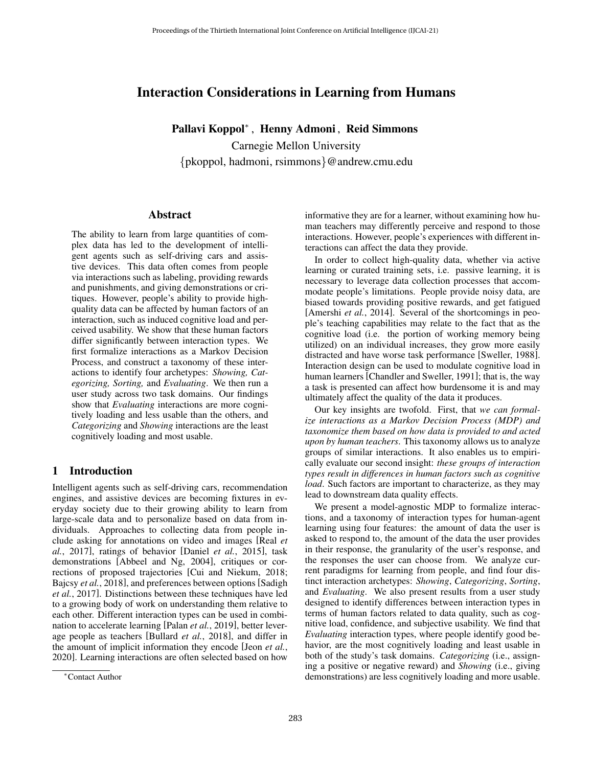# Interaction Considerations in Learning from Humans

**Pallavi Koppol***, **Henny Admoni**, **Reid Simmons**

Carnegie Mellon University

{pkoppol, hadmoni, rsimmons}@andrew.cmu.edu

## Abstract

The ability to learn from large quantities of complex data has led to the development of intelligent agents such as self-driving cars and assistive devices. This data often comes from people via interactions such as labeling, providing rewards and punishments, and giving demonstrations or critiques. However, people's ability to provide high-quality data can be affected by human factors of an interaction, such as induced cognitive load and perceived usability. We show that these human factors differ significantly between interaction types. We first formalize interactions as a Markov Decision Process, and construct a taxonomy of these interactions to identify four archetypes: *Showing, Categorizing, Sorting,* and *Evaluating*. We then run a user study across two task domains. Our findings show that *Evaluating* interactions are more cognitively loading and less usable than the others, and *Categorizing* and *Showing* interactions are the least cognitively loading and most usable.

## 1 Introduction

Intelligent agents such as self-driving cars, recommendation engines, and assistive devices are becoming fixtures in everyday society due to their growing ability to learn from large-scale data and to personalize based on data from individuals. Approaches to collecting data from people include asking for annotations on video and images [Real *et al.*, 2017], ratings of behavior [Daniel *et al.*, 2015], task demonstrations [Abbeel and Ng, 2004], critiques or corrections of proposed trajectories [Cui and Niekum, 2018; Bajcsy *et al.*, 2018], and preferences between options [Sadigh *et al.*, 2017]. Distinctions between these techniques have led to a growing body of work on understanding them relative to each other. Different interaction types can be used in combination to accelerate learning [Palan *et al.*, 2019], better leverage people as teachers [Bullard *et al.*, 2018], and differ in the amount of implicit information they encode [Jeon *et al.*, 2020]. Learning interactions are often selected based on how informative they are for a learner, without examining how human teachers may differently perceive and respond to those interactions. However, people's experiences with different interactions can affect the data they provide.

In order to collect high-quality data, whether via active learning or curated training sets, i.e. passive learning, it is necessary to leverage data collection processes that accommodate people's limitations. People provide noisy data, are biased towards providing positive rewards, and get fatigued [Amershi *et al.*, 2014]. Several of the shortcomings in people's teaching capabilities may relate to the fact that as the cognitive load (i.e. the portion of working memory being utilized) on an individual increases, they grow more easily distracted and have worse task performance [Sweller, 1988]. Interaction design can be used to modulate cognitive load in human learners [Chandler and Sweller, 1991]; that is, the way a task is presented can affect how burdensome it is and may ultimately affect the quality of the data it produces.

Our key insights are twofold. First, that *we can formalize interactions as a Markov Decision Process (MDP) and taxonomize them based on how data is provided to and acted upon by human teachers*. This taxonomy allows us to analyze groups of similar interactions. It also enables us to empirically evaluate our second insight: *these groups of interaction types result in differences in human factors such as cognitive load*. Such factors are important to characterize, as they may lead to downstream data quality effects.

We present a model-agnostic MDP to formalize interactions, and a taxonomy of interaction types for human-agent learning using four features: the amount of data the user is asked to respond to, the amount of the data the user provides in their response, the granularity of the user's response, and the responses the user can choose from. We analyze current paradigms for learning from people, and find four distinct interaction archetypes: *Showing*, *Categorizing*, *Sorting*, and *Evaluating*. We also present results from a user study designed to identify differences between interaction types in terms of human factors related to data quality, such as cognitive load, confidence, and subjective usability. We find that *Evaluating* interaction types, where people identify good behavior, are the most cognitively loading and least usable in both of the study's task domains. *Categorizing* (i.e., assigning a positive or negative reward) and *Showing* (i.e., giving demonstrations) are less cognitively loading and more usable.

*Contact Author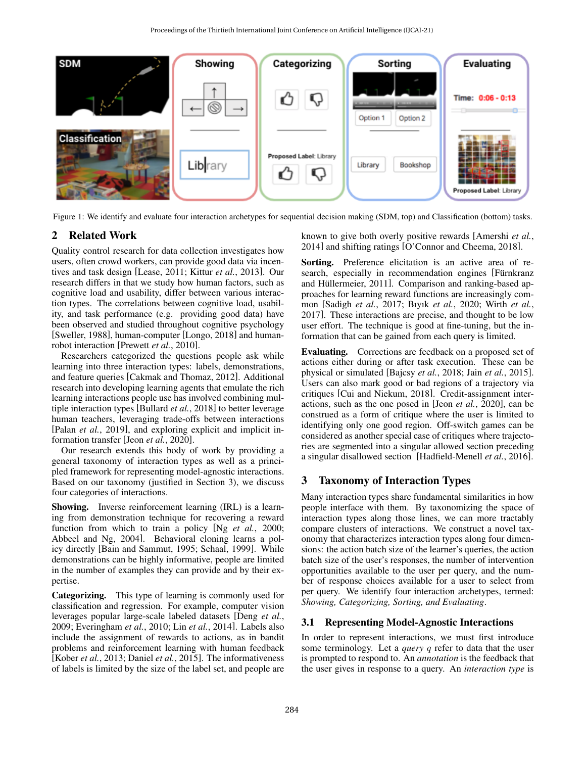Figure 1: We identify and evaluate four interaction archetypes for sequential decision making (SDM, top) and Classification (bottom) tasks.

## 2 Related Work

Quality control research for data collection investigates how users, often crowd workers, can provide good data via incentives and task design [Lease, 2011; Kittur *et al.*, 2013]. Our research differs in that we study how human factors, such as cognitive load and usability, differ between various interaction types. The correlations between cognitive load, usability, and task performance (e.g. providing good data) have been observed and studied throughout cognitive psychology [Sweller, 1988], human-computer [Longo, 2018] and human-robot interaction [Prewett *et al.*, 2010].

Researchers categorized the questions people ask while learning into three interaction types: labels, demonstrations, and feature queries [Cakmak and Thomaz, 2012]. Additional research into developing learning agents that emulate the rich learning interactions people use has involved combining multiple interaction types [Bullard *et al.*, 2018] to better leverage human teachers, leveraging trade-offs between interactions [Palan *et al.*, 2019], and exploring explicit and implicit information transfer [Jeon *et al.*, 2020].

Our research extends this body of work by providing a general taxonomy of interaction types as well as a principled framework for representing model-agnostic interactions. Based on our taxonomy (justified in Section 3), we discuss four categories of interactions.

**Showing.** Inverse reinforcement learning (IRL) is a learning from demonstration technique for recovering a reward function from which to train a policy [Ng *et al.*, 2000; Abbeel and Ng, 2004]. Behavioral cloning learns a policy directly [Bain and Sammut, 1995; Schaal, 1999]. While demonstrations can be highly informative, people are limited in the number of examples they can provide and by their expertise.

**Categorizing.** This type of learning is commonly used for classification and regression. For example, computer vision leverages popular large-scale labeled datasets [Deng *et al.*, 2009; Everingham *et al.*, 2010; Lin *et al.*, 2014]. Labels also include the assignment of rewards to actions, as in bandit problems and reinforcement learning with human feedback [Kober *et al.*, 2013; Daniel *et al.*, 2015]. The informativeness of labels is limited by the size of the label set, and people are known to give both overly positive rewards [Amershi *et al.*, 2014] and shifting ratings [O'Connor and Cheema, 2018].

**Sorting.** Preference elicitation is an active area of research, especially in recommendation engines [Fürnkranz and Hüllermeier, 2011]. Comparison and ranking-based approaches for learning reward functions are increasingly common [Sadigh *et al.*, 2017; Bıyık *et al.*, 2020; Wirth *et al.*, 2017]. These interactions are precise, and thought to be low user effort. The technique is good at fine-tuning, but the information that can be gained from each query is limited.

**Evaluating.** Corrections are feedback on a proposed set of actions either during or after task execution. These can be physical or simulated [Bajcsy *et al.*, 2018; Jain *et al.*, 2015]. Users can also mark good or bad regions of a trajectory via critiques [Cui and Niekum, 2018]. Credit-assignment interactions, such as the one posed in [Jeon *et al.*, 2020], can be construed as a form of critique where the user is limited to identifying only one good region. Off-switch games can be considered as another special case of critiques where trajectories are segmented into a singular allowed section preceding a singular disallowed section [Hadfield-Menell *et al.*, 2016].

## 3 Taxonomy of Interaction Types

Many interaction types share fundamental similarities in how people interface with them. By taxonomizing the space of interaction types along those lines, we can more tractably compare clusters of interactions. We construct a novel taxonomy that characterizes interaction types along four dimensions: the action batch size of the learner's queries, the action batch size of the user's responses, the number of intervention opportunities available to the user per query, and the number of response choices available for a user to select from per query. We identify four interaction archetypes, termed: *Showing, Categorizing, Sorting, and Evaluating*.

### 3.1 Representing Model-Agnostic Interactions

In order to represent interactions, we must first introduce some terminology. Let a *query* $q$ refer to data that the user is prompted to respond to. An *annotation* is the feedback that the user gives in response to a query. An *interaction type* is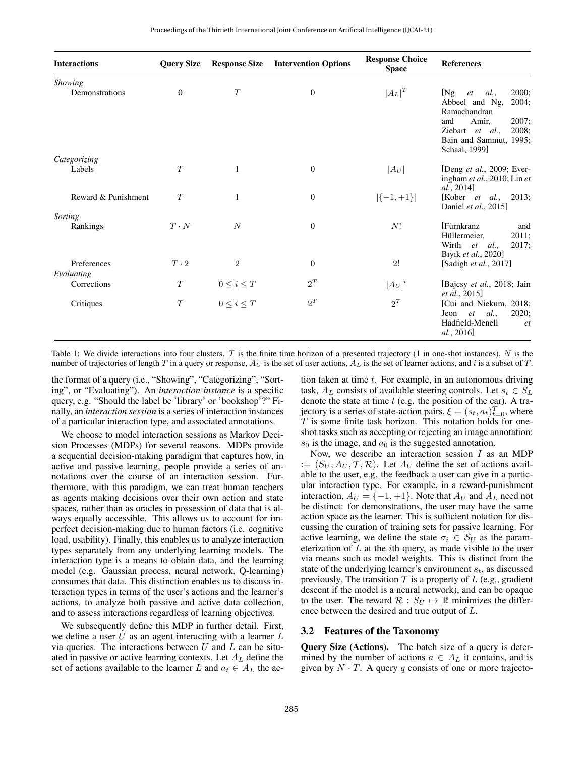| Interactions | Query Size | Response Size | Intervention Options | Response Choice Space | References |
|---|---|---|---|---|---|
| *Showing* | | | | | |
| Demonstrations | 0 | $T$ | 0 | $\lvert A_L \rvert^T$ | [Ng *et al.*, 2000; Abbeel and Ng, 2004; Ramachandran and Amir, 2007; Ziebart *et al.*, 2008; Bain and Sammut, 1995; Schaal, 1999] |
| *Categorizing* | | | | | |
| Labels | $T$ | 1 | 0 | $\lvert A_U \rvert$ | [Deng *et al.*, 2009; Everingham *et al.*, 2010; Lin *et al.*, 2014] |
| Reward & Punishment | $T$ | 1 | 0 | $\lvert\{-1, +1\}\rvert$ | [Kober *et al.*, 2013; Daniel *et al.*, 2015] |
| *Sorting* | | | | | |
| Rankings | $T \cdot N$ | $N$ | 0 | $N!$ | [Fürnkranz and Hüllermeier, 2011; Wirth *et al.*, 2017; Bıyık *et al.*, 2020] |
| Preferences | $T \cdot 2$ | 2 | 0 | $2!$ | [Sadigh *et al.*, 2017] |
| *Evaluating* | | | | | |
| Corrections | $T$ | $0 \leq i \leq T$ | $2^T$ | $\lvert A_U \rvert^i$ | [Bajcsy *et al.*, 2018; Jain *et al.*, 2015] |
| Critiques | $T$ | $0 \leq i \leq T$ | $2^T$ | $2^T$ | [Cui and Niekum, 2018; Jeon *et al.*, 2020; Hadfield-Menell *et al.*, 2016] |

Table 1: We divide interactions into four clusters. $T$ is the finite time horizon of a presented trajectory (1 in one-shot instances), $N$ is the number of trajectories of length $T$ in a query or response, $A_U$ is the set of user actions, $A_L$ is the set of learner actions, and $i$ is a subset of $T$.

the format of a query (i.e., "Showing", "Categorizing", "Sorting", or "Evaluating"). An *interaction instance* is a specific query, e.g. "Should the label be 'library' or 'bookshop'?" Finally, an *interaction session* is a series of interaction instances of a particular interaction type, and associated annotations.

We choose to model interaction sessions as Markov Decision Processes (MDPs) for several reasons. MDPs provide a sequential decision-making paradigm that captures how, in active and passive learning, people provide a series of annotations over the course of an interaction session. Furthermore, with this paradigm, we can treat human teachers as agents making decisions over their own action and state spaces, rather than as oracles in possession of data that is always equally accessible. This allows us to account for imperfect decision-making due to human factors (i.e. cognitive load, usability). Finally, this enables us to analyze interaction types separately from any underlying learning models. The interaction type is a means to obtain data, and the learning model (e.g. Gaussian process, neural network, Q-learning) consumes that data. This distinction enables us to discuss interaction types in terms of the user's actions and the learner's actions, to analyze both passive and active data collection, and to assess interactions regardless of learning objectives.

We subsequently define this MDP in further detail. First, we define a user $U$ as an agent interacting with a learner $L$ via queries. The interactions between $U$ and $L$ can be situated in passive or active learning contexts. Let $A_L$ define the set of actions available to the learner $L$ and $a_t \in A_L$ the action taken at time $t$. For example, in an autonomous driving task, $A_L$ consists of available steering controls. Let $s_t \in S_L$ denote the state at time $t$ (e.g. the position of the car). A trajectory is a series of state-action pairs, $\xi = (s_t, a_t)_{t=0}^T$, where $T$ is some finite task horizon. This notation holds for one-shot tasks such as accepting or rejecting an image annotation: $s_0$ is the image, and $a_0$ is the suggested annotation.

Now, we describe an interaction session $I$ as an MDP $:= (S_U, A_U, \mathcal{T}, \mathcal{R})$. Let $A_U$ define the set of actions available to the user, e.g. the feedback a user can give in a particular interaction type. For example, in a reward-punishment interaction, $A_U = \{-1, +1\}$. Note that $A_U$ and $A_L$ need not be distinct: for demonstrations, the user may have the same action space as the learner. This is sufficient notation for discussing the curation of training sets for passive learning. For active learning, we define the state $\sigma_i \in \mathcal{S}_U$ as the parameterization of $L$ at the $i$th query, as made visible to the user via means such as model weights. This is distinct from the state of the underlying learner's environment $s_t$, as discussed previously. The transition $\mathcal{T}$ is a property of $L$ (e.g., gradient descent if the model is a neural network), and can be opaque to the user. The reward $\mathcal{R} : S_U \mapsto \mathbb{R}$ minimizes the difference between the desired and true output of $L$.

### 3.2 Features of the Taxonomy

**Query Size (Actions).** The batch size of a query is determined by the number of actions $a \in A_L$ it contains, and is given by $N \cdot T$. A query $q$ consists of one or more trajecto-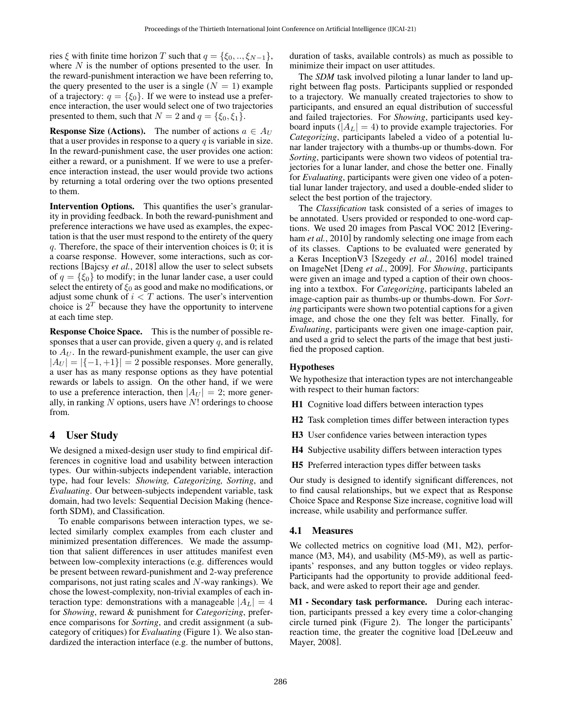ries $\xi$ with finite time horizon $T$ such that $q = \{\xi_0, .., \xi_{N-1}\}$, where $N$ is the number of options presented to the user. In the reward-punishment interaction we have been referring to, the query presented to the user is a single ($N = 1$) example of a trajectory: $q = \{\xi_0\}$. If we were to instead use a preference interaction, the user would select one of two trajectories presented to them, such that $N = 2$ and $q = \{\xi_0, \xi_1\}$.

**Response Size (Actions).** The number of actions $a \in A_U$ that a user provides in response to a query $q$ is variable in size. In the reward-punishment case, the user provides one action: either a reward, or a punishment. If we were to use a preference interaction instead, the user would provide two actions by returning a total ordering over the two options presented to them.

**Intervention Options.** This quantifies the user's granularity in providing feedback. In both the reward-punishment and preference interactions we have used as examples, the expectation is that the user must respond to the entirety of the query $q$. Therefore, the space of their intervention choices is 0; it is a coarse response. However, some interactions, such as corrections [Bajcsy *et al.*, 2018] allow the user to select subsets of $q = \{\xi_0\}$ to modify; in the lunar lander case, a user could select the entirety of $\xi_0$ as good and make no modifications, or adjust some chunk of $i < T$ actions. The user's intervention choice is $2^T$ because they have the opportunity to intervene at each time step.

**Response Choice Space.** This is the number of possible responses that a user can provide, given a query $q$, and is related to $A_U$. In the reward-punishment example, the user can give $|A_U| = |\{-1, +1\}| = 2$ possible responses. More generally, a user has as many response options as they have potential rewards or labels to assign. On the other hand, if we were to use a preference interaction, then $|A_U| = 2$; more generally, in ranking $N$ options, users have $N!$ orderings to choose from.

## 4 User Study

We designed a mixed-design user study to find empirical differences in cognitive load and usability between interaction types. Our within-subjects independent variable, interaction type, had four levels: *Showing, Categorizing, Sorting*, and *Evaluating*. Our between-subjects independent variable, task domain, had two levels: Sequential Decision Making (henceforth SDM), and Classification.

To enable comparisons between interaction types, we selected similarly complex examples from each cluster and minimized presentation differences. We made the assumption that salient differences in user attitudes manifest even between low-complexity interactions (e.g. differences would be present between reward-punishment and 2-way preference comparisons, not just rating scales and $N$-way rankings). We chose the lowest-complexity, non-trivial examples of each interaction type: demonstrations with a manageable $|A_L| = 4$ for *Showing*, reward & punishment for *Categorizing*, preference comparisons for *Sorting*, and credit assignment (a subcategory of critiques) for *Evaluating* (Figure 1). We also standardized the interaction interface (e.g. the number of buttons, duration of tasks, available controls) as much as possible to minimize their impact on user attitudes.

The *SDM* task involved piloting a lunar lander to land upright between flag posts. Participants supplied or responded to a trajectory. We manually created trajectories to show to participants, and ensured an equal distribution of successful and failed trajectories. For *Showing*, participants used keyboard inputs ($|A_L| = 4$) to provide example trajectories. For *Categorizing*, participants labeled a video of a potential lunar lander trajectory with a thumbs-up or thumbs-down. For *Sorting*, participants were shown two videos of potential trajectories for a lunar lander, and chose the better one. Finally for *Evaluating*, participants were given one video of a potential lunar lander trajectory, and used a double-ended slider to select the best portion of the trajectory.

The *Classification* task consisted of a series of images to be annotated. Users provided or responded to one-word captions. We used 20 images from Pascal VOC 2012 [Everingham *et al.*, 2010] by randomly selecting one image from each of its classes. Captions to be evaluated were generated by a Keras InceptionV3 [Szegedy *et al.*, 2016] model trained on ImageNet [Deng *et al.*, 2009]. For *Showing*, participants were given an image and typed a caption of their own choosing into a textbox. For *Categorizing*, participants labeled an image-caption pair as thumbs-up or thumbs-down. For *Sorting* participants were shown two potential captions for a given image, and chose the one they felt was better. Finally, for *Evaluating*, participants were given one image-caption pair, and used a grid to select the parts of the image that best justified the proposed caption.

### Hypotheses

We hypothesize that interaction types are not interchangeable with respect to their human factors:

- **H1** Cognitive load differs between interaction types
- **H2** Task completion times differ between interaction types
- **H3** User confidence varies between interaction types
- **H4** Subjective usability differs between interaction types
- **H5** Preferred interaction types differ between tasks

Our study is designed to identify significant differences, not to find causal relationships, but we expect that as Response Choice Space and Response Size increase, cognitive load will increase, while usability and performance suffer.

### 4.1 Measures

We collected metrics on cognitive load (M1, M2), performance (M3, M4), and usability (M5-M9), as well as participants' responses, and any button toggles or video replays. Participants had the opportunity to provide additional feedback, and were asked to report their age and gender.

**M1 - Secondary task performance.** During each interaction, participants pressed a key every time a color-changing circle turned pink (Figure 2). The longer the participants' reaction time, the greater the cognitive load [DeLeeuw and Mayer, 2008].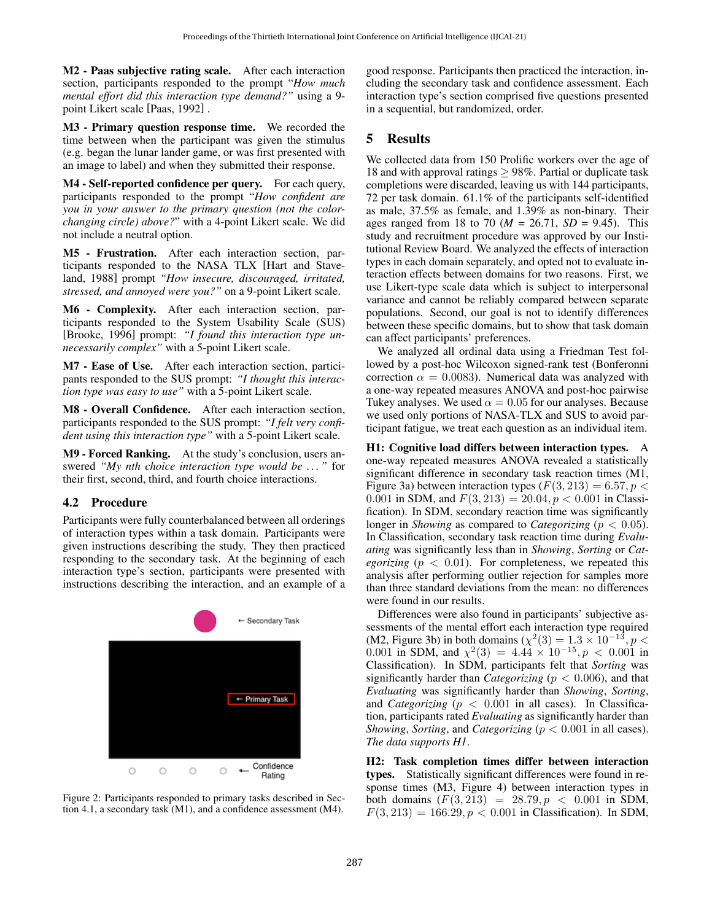**M2 - Paas subjective rating scale.** After each interaction section, participants responded to the prompt "*How much mental effort did this interaction type demand?*" using a 9-point Likert scale [Paas, 1992] .

**M3 - Primary question response time.** We recorded the time between when the participant was given the stimulus (e.g. began the lunar lander game, or was first presented with an image to label) and when they submitted their response.

**M4 - Self-reported confidence per query.** For each query, participants responded to the prompt "*How confident are you in your answer to the primary question (not the color-changing circle) above?*" with a 4-point Likert scale. We did not include a neutral option.

**M5 - Frustration.** After each interaction section, participants responded to the NASA TLX [Hart and Staveland, 1988] prompt *"How insecure, discouraged, irritated, stressed, and annoyed were you?"* on a 9-point Likert scale.

**M6 - Complexity.** After each interaction section, participants responded to the System Usability Scale (SUS) [Brooke, 1996] prompt: *"I found this interaction type unnecessarily complex"* with a 5-point Likert scale.

**M7 - Ease of Use.** After each interaction section, participants responded to the SUS prompt: *"I thought this interaction type was easy to use"* with a 5-point Likert scale.

**M8 - Overall Confidence.** After each interaction section, participants responded to the SUS prompt: *"I felt very confident using this interaction type"* with a 5-point Likert scale.

**M9 - Forced Ranking.** At the study's conclusion, users answered *"My nth choice interaction type would be ..."* for their first, second, third, and fourth choice interactions.

### 4.2 Procedure

Participants were fully counterbalanced between all orderings of interaction types within a task domain. Participants were given instructions describing the study. They then practiced responding to the secondary task. At the beginning of each interaction type's section, participants were presented with instructions describing the interaction, and an example of a good response. Participants then practiced the interaction, including the secondary task and confidence assessment. Each interaction type's section comprised five questions presented in a sequential, but randomized, order.

Figure 2: Participants responded to primary tasks described in Section 4.1, a secondary task (M1), and a confidence assessment (M4).

## 5 Results

We collected data from 150 Prolific workers over the age of 18 and with approval ratings $\geq 98\%$. Partial or duplicate task completions were discarded, leaving us with 144 participants, 72 per task domain. 61.1% of the participants self-identified as male, 37.5% as female, and 1.39% as non-binary. Their ages ranged from 18 to 70 ($M$ = 26.71, $SD$ = 9.45). This study and recruitment procedure was approved by our Institutional Review Board. We analyzed the effects of interaction types in each domain separately, and opted not to evaluate interaction effects between domains for two reasons. First, we use Likert-type scale data which is subject to interpersonal variance and cannot be reliably compared between separate populations. Second, our goal is not to identify differences between these specific domains, but to show that task domain can affect participants' preferences.

We analyzed all ordinal data using a Friedman Test followed by a post-hoc Wilcoxon signed-rank test (Bonferonni correction $\alpha = 0.0083$). Numerical data was analyzed with a one-way repeated measures ANOVA and post-hoc pairwise Tukey analyses. We used $\alpha = 0.05$ for our analyses. Because we used only portions of NASA-TLX and SUS to avoid participant fatigue, we treat each question as an individual item.

**H1: Cognitive load differs between interaction types.** A one-way repeated measures ANOVA revealed a statistically significant difference in secondary task reaction times (M1, Figure 3a) between interaction types ($F(3, 213) = 6.57, p < 0.001$ in SDM, and $F(3, 213) = 20.04, p < 0.001$ in Classification). In SDM, secondary reaction time was significantly longer in *Showing* as compared to *Categorizing* ($p < 0.05$). In Classification, secondary task reaction time during *Evaluating* was significantly less than in *Showing*, *Sorting* or *Categorizing* ($p < 0.01$). For completeness, we repeated this analysis after performing outlier rejection for samples more than three standard deviations from the mean: no differences were found in our results.

Differences were also found in participants' subjective assessments of the mental effort each interaction type required (M2, Figure 3b) in both domains ($\chi^2(3) = 1.3 \times 10^{-13}, p < 0.001$ in SDM, and $\chi^2(3) = 4.44 \times 10^{-15}, p < 0.001$ in Classification). In SDM, participants felt that *Sorting* was significantly harder than *Categorizing* ($p < 0.006$), and that *Evaluating* was significantly harder than *Showing*, *Sorting*, and *Categorizing* ($p < 0.001$ in all cases). In Classification, participants rated *Evaluating* as significantly harder than *Showing*, *Sorting*, and *Categorizing* ($p < 0.001$ in all cases). *The data supports H1*.

**H2: Task completion times differ between interaction types.** Statistically significant differences were found in response times (M3, Figure 4) between interaction types in both domains ($F(3, 213) = 28.79, p < 0.001$ in SDM, $F(3, 213) = 166.29, p < 0.001$ in Classification). In SDM,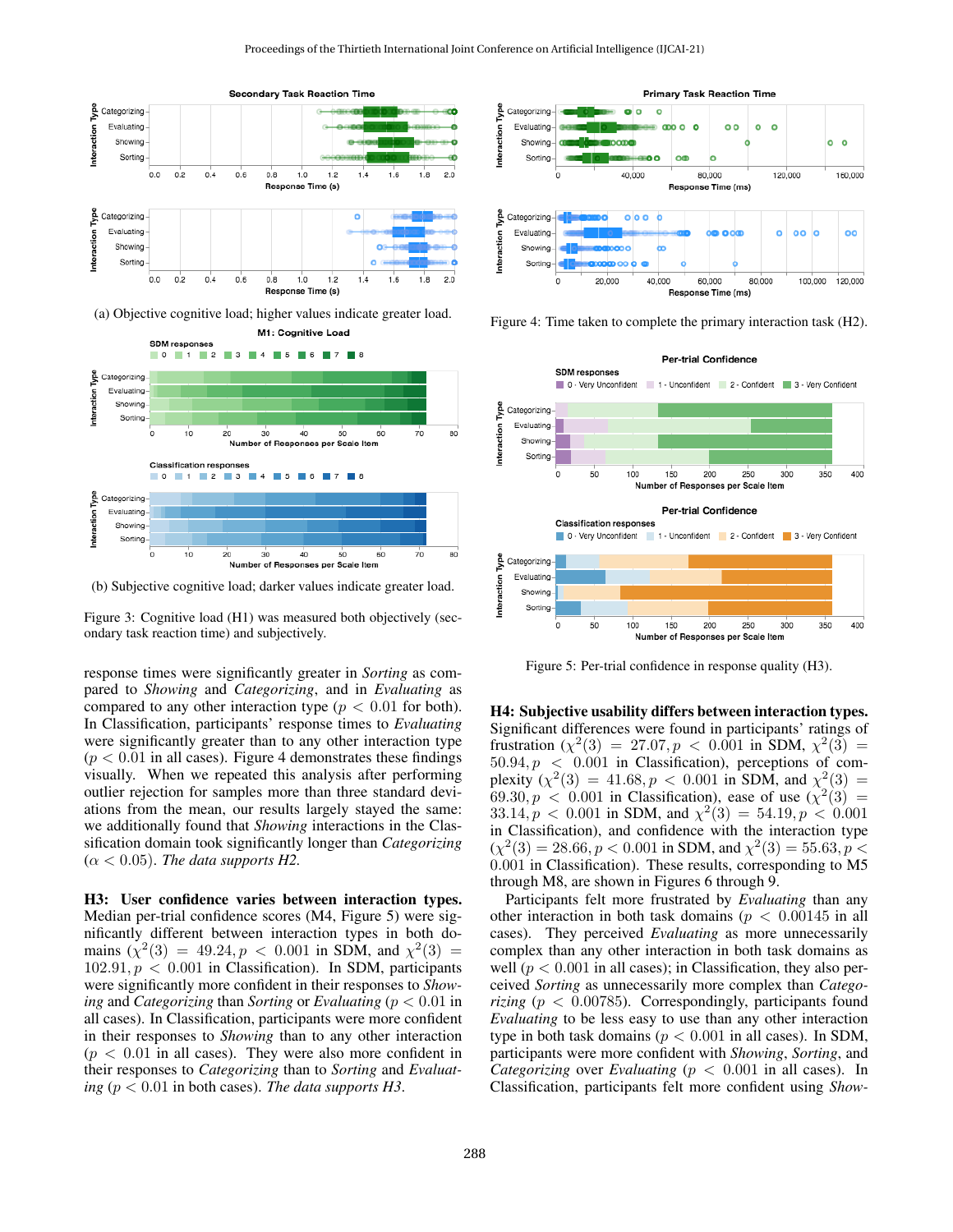(a) Objective cognitive load; higher values indicate greater load.

(b) Subjective cognitive load; darker values indicate greater load.

Figure 3: Cognitive load (H1) was measured both objectively (secondary task reaction time) and subjectively.

response times were significantly greater in *Sorting* as compared to *Showing* and *Categorizing*, and in *Evaluating* as compared to any other interaction type ($p < 0.01$ for both). In Classification, participants' response times to *Evaluating* were significantly greater than to any other interaction type ($p < 0.01$ in all cases). Figure 4 demonstrates these findings visually. When we repeated this analysis after performing outlier rejection for samples more than three standard deviations from the mean, our results largely stayed the same: we additionally found that *Showing* interactions in the Classification domain took significantly longer than *Categorizing* ($\alpha < 0.05$). *The data supports H2.*

**H3: User confidence varies between interaction types.** Median per-trial confidence scores (M4, Figure 5) were significantly different between interaction types in both domains ($\chi^2(3) = 49.24, p < 0.001$ in SDM, and $\chi^2(3) = 102.91, p < 0.001$ in Classification). In SDM, participants were significantly more confident in their responses to *Showing* and *Categorizing* than *Sorting* or *Evaluating* ($p < 0.01$ in all cases). In Classification, participants were more confident in their responses to *Showing* than to any other interaction ($p < 0.01$ in all cases). They were also more confident in their responses to *Categorizing* than to *Sorting* and *Evaluating* ($p < 0.01$ in both cases). *The data supports H3.*

Figure 4: Time taken to complete the primary interaction task (H2).

Figure 5: Per-trial confidence in response quality (H3).

**H4: Subjective usability differs between interaction types.** Significant differences were found in participants' ratings of frustration ($\chi^2(3) = 27.07, p < 0.001$ in SDM, $\chi^2(3) = 50.94, p < 0.001$ in Classification), perceptions of complexity ($\chi^2(3) = 41.68, p < 0.001$ in SDM, and $\chi^2(3) = 69.30, p < 0.001$ in Classification), ease of use ($\chi^2(3) = 33.14, p < 0.001$ in SDM, and $\chi^2(3) = 54.19, p < 0.001$ in Classification), and confidence with the interaction type ($\chi^2(3) = 28.66, p < 0.001$ in SDM, and $\chi^2(3) = 55.63, p < 0.001$ in Classification). These results, corresponding to M5 through M8, are shown in Figures 6 through 9.

Participants felt more frustrated by *Evaluating* than any other interaction in both task domains ($p < 0.00145$ in all cases). They perceived *Evaluating* as more unnecessarily complex than any other interaction in both task domains as well ($p < 0.001$ in all cases); in Classification, they also perceived *Sorting* as unnecessarily more complex than *Categorizing* ($p < 0.00785$). Correspondingly, participants found *Evaluating* to be less easy to use than any other interaction type in both task domains ($p < 0.001$ in all cases). In SDM, participants were more confident with *Showing*, *Sorting*, and *Categorizing* over *Evaluating* ($p < 0.001$ in all cases). In Classification, participants felt more confident using *Show-*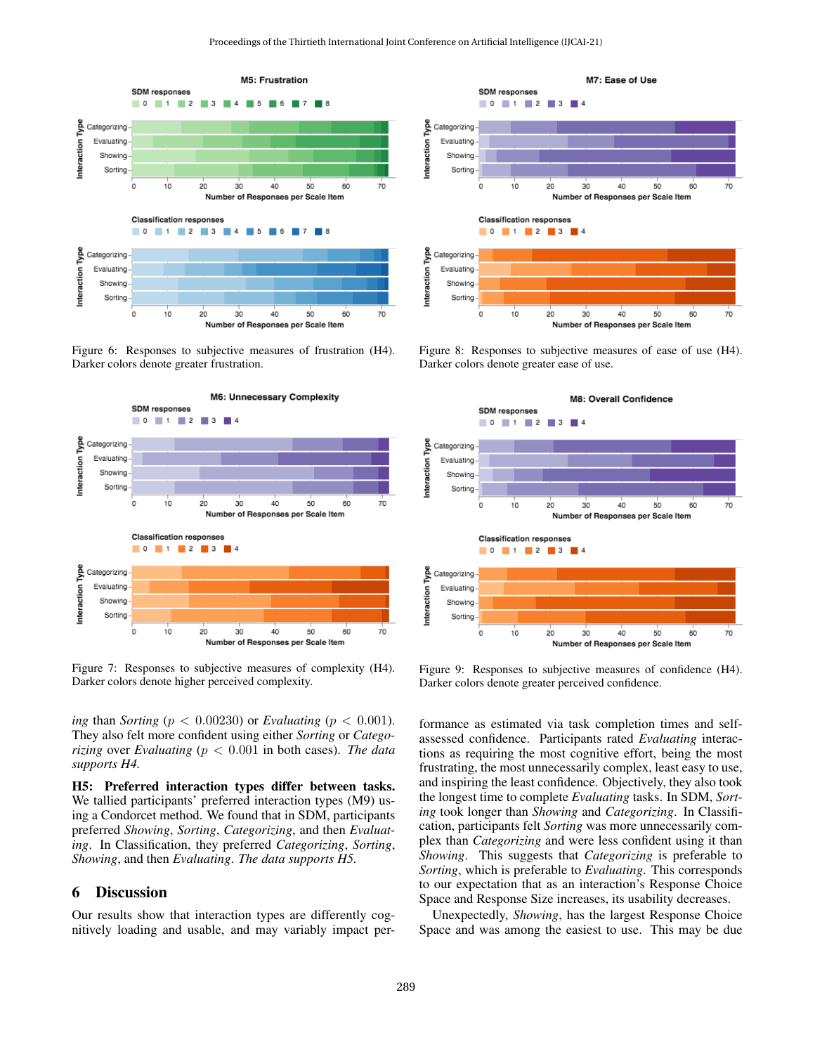Figure 6: Responses to subjective measures of frustration (H4). Darker colors denote greater frustration.

Figure 7: Responses to subjective measures of complexity (H4). Darker colors denote higher perceived complexity.

Figure 8: Responses to subjective measures of ease of use (H4). Darker colors denote greater ease of use.

Figure 9: Responses to subjective measures of confidence (H4). Darker colors denote greater perceived confidence.

*ing* than *Sorting* ($p < 0.00230$) or *Evaluating* ($p < 0.001$). They also felt more confident using either *Sorting* or *Categorizing* over *Evaluating* ($p < 0.001$ in both cases). *The data supports H4.*

**H5: Preferred interaction types differ between tasks.** We tallied participants' preferred interaction types (M9) using a Condorcet method. We found that in SDM, participants preferred *Showing*, *Sorting*, *Categorizing*, and then *Evaluating*. In Classification, they preferred *Categorizing*, *Sorting*, *Showing*, and then *Evaluating*. *The data supports H5.*

# 6 Discussion

Our results show that interaction types are differently cognitively loading and usable, and may variably impact performance as estimated via task completion times and self-assessed confidence. Participants rated *Evaluating* interactions as requiring the most cognitive effort, being the most frustrating, the most unnecessarily complex, least easy to use, and inspiring the least confidence. Objectively, they also took the longest time to complete *Evaluating* tasks. In SDM, *Sorting* took longer than *Showing* and *Categorizing*. In Classification, participants felt *Sorting* was more unnecessarily complex than *Categorizing* and were less confident using it than *Showing*. This suggests that *Categorizing* is preferable to *Sorting*, which is preferable to *Evaluating*. This corresponds to our expectation that as an interaction's Response Choice Space and Response Size increases, its usability decreases.

Unexpectedly, *Showing*, has the largest Response Choice Space and was among the easiest to use. This may be due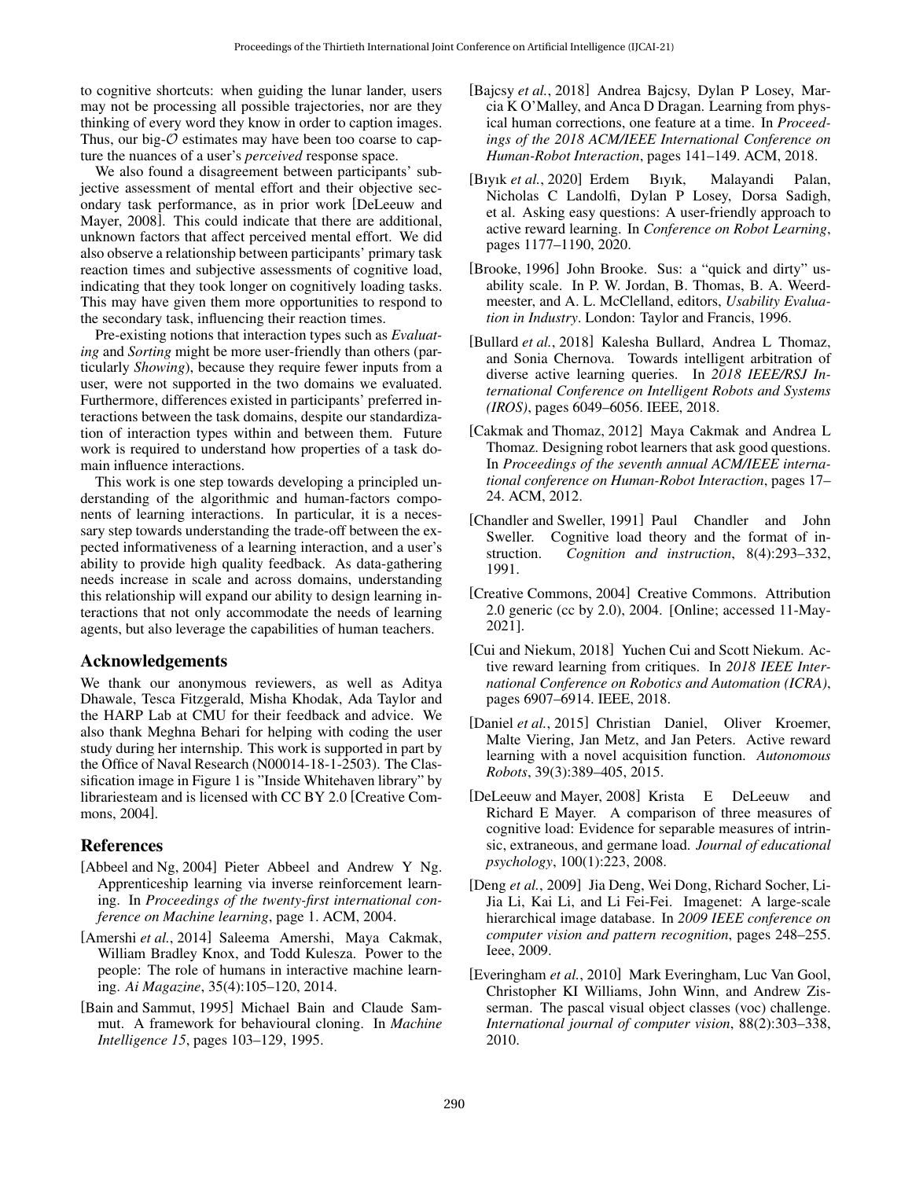to cognitive shortcuts: when guiding the lunar lander, users may not be processing all possible trajectories, nor are they thinking of every word they know in order to caption images. Thus, our big-$\mathcal{O}$ estimates may have been too coarse to capture the nuances of a user's *perceived* response space.

We also found a disagreement between participants' subjective assessment of mental effort and their objective secondary task performance, as in prior work [DeLeeuw and Mayer, 2008]. This could indicate that there are additional, unknown factors that affect perceived mental effort. We did also observe a relationship between participants' primary task reaction times and subjective assessments of cognitive load, indicating that they took longer on cognitively loading tasks. This may have given them more opportunities to respond to the secondary task, influencing their reaction times.

Pre-existing notions that interaction types such as *Evaluating* and *Sorting* might be more user-friendly than others (particularly *Showing*), because they require fewer inputs from a user, were not supported in the two domains we evaluated. Furthermore, differences existed in participants' preferred interactions between the task domains, despite our standardization of interaction types within and between them. Future work is required to understand how properties of a task domain influence interactions.

This work is one step towards developing a principled understanding of the algorithmic and human-factors components of learning interactions. In particular, it is a necessary step towards understanding the trade-off between the expected informativeness of a learning interaction, and a user's ability to provide high quality feedback. As data-gathering needs increase in scale and across domains, understanding this relationship will expand our ability to design learning interactions that not only accommodate the needs of learning agents, but also leverage the capabilities of human teachers.

## Acknowledgements

We thank our anonymous reviewers, as well as Aditya Dhawale, Tesca Fitzgerald, Misha Khodak, Ada Taylor and the HARP Lab at CMU for their feedback and advice. We also thank Meghna Behari for helping with coding the user study during her internship. This work is supported in part by the Office of Naval Research (N00014-18-1-2503). The Classification image in Figure 1 is "Inside Whitehaven library" by librariesteam and is licensed with CC BY 2.0 [Creative Commons, 2004].

## References

[Abbeel and Ng, 2004] Pieter Abbeel and Andrew Y Ng. Apprenticeship learning via inverse reinforcement learning. In *Proceedings of the twenty-first international conference on Machine learning*, page 1. ACM, 2004.

[Amershi *et al.*, 2014] Saleema Amershi, Maya Cakmak, William Bradley Knox, and Todd Kulesza. Power to the people: The role of humans in interactive machine learning. *Ai Magazine*, 35(4):105–120, 2014.

[Bain and Sammut, 1995] Michael Bain and Claude Sammut. A framework for behavioural cloning. In *Machine Intelligence 15*, pages 103–129, 1995.

[Bajcsy *et al.*, 2018] Andrea Bajcsy, Dylan P Losey, Marcia K O'Malley, and Anca D Dragan. Learning from physical human corrections, one feature at a time. In *Proceedings of the 2018 ACM/IEEE International Conference on Human-Robot Interaction*, pages 141–149. ACM, 2018.

[Bıyık *et al.*, 2020] Erdem Bıyık, Malayandi Palan, Nicholas C Landolfi, Dylan P Losey, Dorsa Sadigh, et al. Asking easy questions: A user-friendly approach to active reward learning. In *Conference on Robot Learning*, pages 1177–1190, 2020.

[Brooke, 1996] John Brooke. Sus: a "quick and dirty" usability scale. In P. W. Jordan, B. Thomas, B. A. Weerdmeester, and A. L. McClelland, editors, *Usability Evaluation in Industry*. London: Taylor and Francis, 1996.

[Bullard *et al.*, 2018] Kalesha Bullard, Andrea L Thomaz, and Sonia Chernova. Towards intelligent arbitration of diverse active learning queries. In *2018 IEEE/RSJ International Conference on Intelligent Robots and Systems (IROS)*, pages 6049–6056. IEEE, 2018.

[Cakmak and Thomaz, 2012] Maya Cakmak and Andrea L Thomaz. Designing robot learners that ask good questions. In *Proceedings of the seventh annual ACM/IEEE international conference on Human-Robot Interaction*, pages 17–24. ACM, 2012.

[Chandler and Sweller, 1991] Paul Chandler and John Sweller. Cognitive load theory and the format of instruction. *Cognition and instruction*, 8(4):293–332, 1991.

[Creative Commons, 2004] Creative Commons. Attribution 2.0 generic (cc by 2.0), 2004. [Online; accessed 11-May-2021].

[Cui and Niekum, 2018] Yuchen Cui and Scott Niekum. Active reward learning from critiques. In *2018 IEEE International Conference on Robotics and Automation (ICRA)*, pages 6907–6914. IEEE, 2018.

[Daniel *et al.*, 2015] Christian Daniel, Oliver Kroemer, Malte Viering, Jan Metz, and Jan Peters. Active reward learning with a novel acquisition function. *Autonomous Robots*, 39(3):389–405, 2015.

[DeLeeuw and Mayer, 2008] Krista E DeLeeuw and Richard E Mayer. A comparison of three measures of cognitive load: Evidence for separable measures of intrinsic, extraneous, and germane load. *Journal of educational psychology*, 100(1):223, 2008.

[Deng *et al.*, 2009] Jia Deng, Wei Dong, Richard Socher, Li-Jia Li, Kai Li, and Li Fei-Fei. Imagenet: A large-scale hierarchical image database. In *2009 IEEE conference on computer vision and pattern recognition*, pages 248–255. Ieee, 2009.

[Everingham *et al.*, 2010] Mark Everingham, Luc Van Gool, Christopher KI Williams, John Winn, and Andrew Zisserman. The pascal visual object classes (voc) challenge. *International journal of computer vision*, 88(2):303–338, 2010.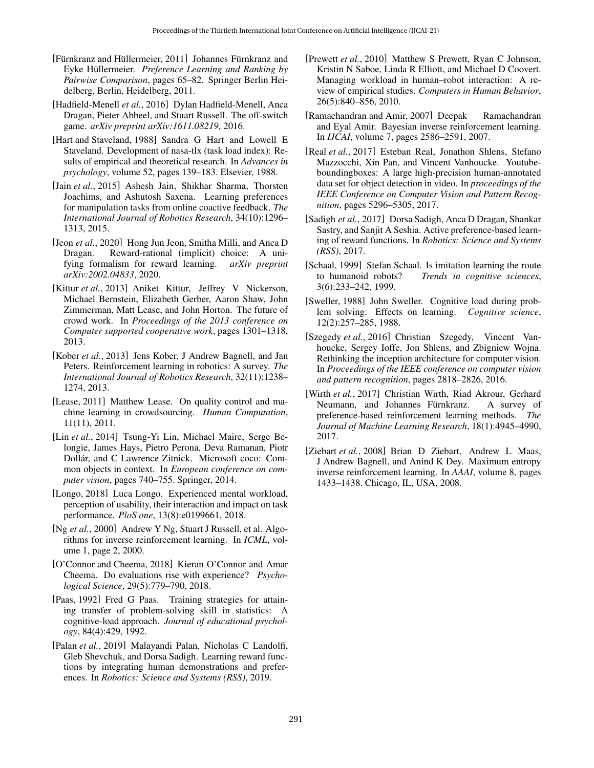[Fürnkranz and Hüllermeier, 2011] Johannes Fürnkranz and Eyke Hüllermeier. *Preference Learning and Ranking by Pairwise Comparison*, pages 65–82. Springer Berlin Heidelberg, Berlin, Heidelberg, 2011.

[Hadfield-Menell *et al.*, 2016] Dylan Hadfield-Menell, Anca Dragan, Pieter Abbeel, and Stuart Russell. The off-switch game. *arXiv preprint arXiv:1611.08219*, 2016.

[Hart and Staveland, 1988] Sandra G Hart and Lowell E Staveland. Development of nasa-tlx (task load index): Results of empirical and theoretical research. In *Advances in psychology*, volume 52, pages 139–183. Elsevier, 1988.

[Jain *et al.*, 2015] Ashesh Jain, Shikhar Sharma, Thorsten Joachims, and Ashutosh Saxena. Learning preferences for manipulation tasks from online coactive feedback. *The International Journal of Robotics Research*, 34(10):1296–1313, 2015.

[Jeon *et al.*, 2020] Hong Jun Jeon, Smitha Milli, and Anca D Dragan. Reward-rational (implicit) choice: A unifying formalism for reward learning. *arXiv preprint arXiv:2002.04833*, 2020.

[Kittur *et al.*, 2013] Aniket Kittur, Jeffrey V Nickerson, Michael Bernstein, Elizabeth Gerber, Aaron Shaw, John Zimmerman, Matt Lease, and John Horton. The future of crowd work. In *Proceedings of the 2013 conference on Computer supported cooperative work*, pages 1301–1318, 2013.

[Kober *et al.*, 2013] Jens Kober, J Andrew Bagnell, and Jan Peters. Reinforcement learning in robotics: A survey. *The International Journal of Robotics Research*, 32(11):1238–1274, 2013.

[Lease, 2011] Matthew Lease. On quality control and machine learning in crowdsourcing. *Human Computation*, 11(11), 2011.

[Lin *et al.*, 2014] Tsung-Yi Lin, Michael Maire, Serge Belongie, James Hays, Pietro Perona, Deva Ramanan, Piotr Dollár, and C Lawrence Zitnick. Microsoft coco: Common objects in context. In *European conference on computer vision*, pages 740–755. Springer, 2014.

[Longo, 2018] Luca Longo. Experienced mental workload, perception of usability, their interaction and impact on task performance. *PloS one*, 13(8):e0199661, 2018.

[Ng *et al.*, 2000] Andrew Y Ng, Stuart J Russell, et al. Algorithms for inverse reinforcement learning. In *ICML*, volume 1, page 2, 2000.

[O'Connor and Cheema, 2018] Kieran O'Connor and Amar Cheema. Do evaluations rise with experience? *Psychological Science*, 29(5):779–790, 2018.

[Paas, 1992] Fred G Paas. Training strategies for attaining transfer of problem-solving skill in statistics: A cognitive-load approach. *Journal of educational psychology*, 84(4):429, 1992.

[Palan *et al.*, 2019] Malayandi Palan, Nicholas C Landolfi, Gleb Shevchuk, and Dorsa Sadigh. Learning reward functions by integrating human demonstrations and preferences. In *Robotics: Science and Systems (RSS)*, 2019.

[Prewett *et al.*, 2010] Matthew S Prewett, Ryan C Johnson, Kristin N Saboe, Linda R Elliott, and Michael D Coovert. Managing workload in human–robot interaction: A review of empirical studies. *Computers in Human Behavior*, 26(5):840–856, 2010.

[Ramachandran and Amir, 2007] Deepak Ramachandran and Eyal Amir. Bayesian inverse reinforcement learning. In *IJCAI*, volume 7, pages 2586–2591, 2007.

[Real *et al.*, 2017] Esteban Real, Jonathon Shlens, Stefano Mazzocchi, Xin Pan, and Vincent Vanhoucke. Youtube-boundingboxes: A large high-precision human-annotated data set for object detection in video. In *proceedings of the IEEE Conference on Computer Vision and Pattern Recognition*, pages 5296–5305, 2017.

[Sadigh *et al.*, 2017] Dorsa Sadigh, Anca D Dragan, Shankar Sastry, and Sanjit A Seshia. Active preference-based learning of reward functions. In *Robotics: Science and Systems (RSS)*, 2017.

[Schaal, 1999] Stefan Schaal. Is imitation learning the route to humanoid robots? *Trends in cognitive sciences*, 3(6):233–242, 1999.

[Sweller, 1988] John Sweller. Cognitive load during problem solving: Effects on learning. *Cognitive science*, 12(2):257–285, 1988.

[Szegedy *et al.*, 2016] Christian Szegedy, Vincent Vanhoucke, Sergey Ioffe, Jon Shlens, and Zbigniew Wojna. Rethinking the inception architecture for computer vision. In *Proceedings of the IEEE conference on computer vision and pattern recognition*, pages 2818–2826, 2016.

[Wirth *et al.*, 2017] Christian Wirth, Riad Akrour, Gerhard Neumann, and Johannes Fürnkranz. A survey of preference-based reinforcement learning methods. *The Journal of Machine Learning Research*, 18(1):4945–4990, 2017.

[Ziebart *et al.*, 2008] Brian D Ziebart, Andrew L Maas, J Andrew Bagnell, and Anind K Dey. Maximum entropy inverse reinforcement learning. In *AAAI*, volume 8, pages 1433–1438. Chicago, IL, USA, 2008.